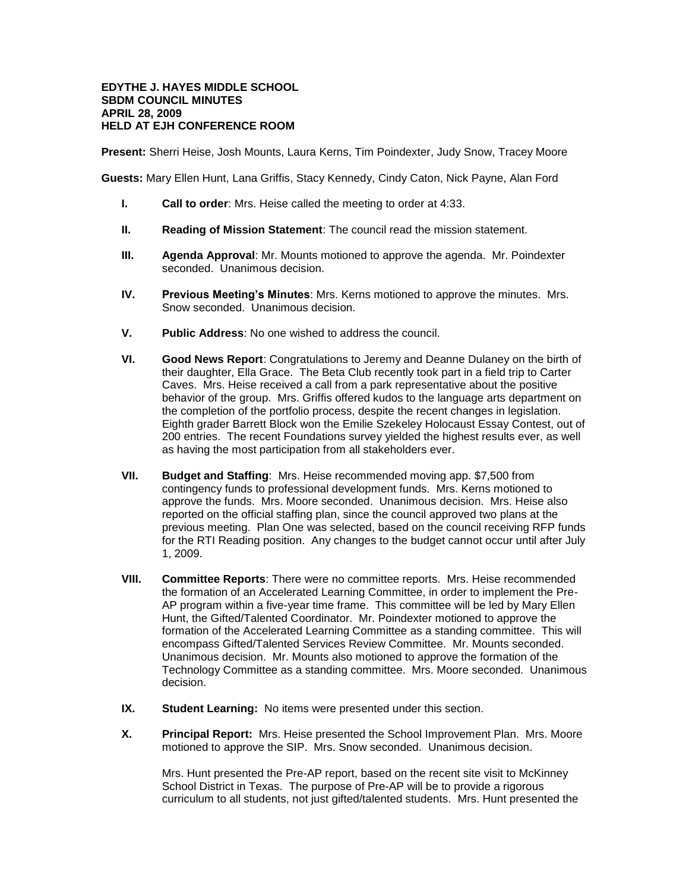**EDYTHE J. HAYES MIDDLE SCHOOL**
**SBDM COUNCIL MINUTES**
**APRIL 28, 2009**
**HELD AT EJH CONFERENCE ROOM**

**Present:** Sherri Heise, Josh Mounts, Laura Kerns, Tim Poindexter, Judy Snow, Tracey Moore

**Guests:** Mary Ellen Hunt, Lana Griffis, Stacy Kennedy, Cindy Caton, Nick Payne, Alan Ford

- **I. Call to order**: Mrs. Heise called the meeting to order at 4:33.
- **II. Reading of Mission Statement**: The council read the mission statement.
- **III. Agenda Approval**: Mr. Mounts motioned to approve the agenda. Mr. Poindexter seconded. Unanimous decision.
- **IV. Previous Meeting's Minutes**: Mrs. Kerns motioned to approve the minutes. Mrs. Snow seconded. Unanimous decision.
- **V. Public Address**: No one wished to address the council.
- **VI. Good News Report**: Congratulations to Jeremy and Deanne Dulaney on the birth of their daughter, Ella Grace. The Beta Club recently took part in a field trip to Carter Caves. Mrs. Heise received a call from a park representative about the positive behavior of the group. Mrs. Griffis offered kudos to the language arts department on the completion of the portfolio process, despite the recent changes in legislation. Eighth grader Barrett Block won the Emilie Szekeley Holocaust Essay Contest, out of 200 entries. The recent Foundations survey yielded the highest results ever, as well as having the most participation from all stakeholders ever.
- **VII. Budget and Staffing**: Mrs. Heise recommended moving app. $7,500 from contingency funds to professional development funds. Mrs. Kerns motioned to approve the funds. Mrs. Moore seconded. Unanimous decision. Mrs. Heise also reported on the official staffing plan, since the council approved two plans at the previous meeting. Plan One was selected, based on the council receiving RFP funds for the RTI Reading position. Any changes to the budget cannot occur until after July 1, 2009.
- **VIII. Committee Reports**: There were no committee reports. Mrs. Heise recommended the formation of an Accelerated Learning Committee, in order to implement the Pre-AP program within a five-year time frame. This committee will be led by Mary Ellen Hunt, the Gifted/Talented Coordinator. Mr. Poindexter motioned to approve the formation of the Accelerated Learning Committee as a standing committee. This will encompass Gifted/Talented Services Review Committee. Mr. Mounts seconded. Unanimous decision. Mr. Mounts also motioned to approve the formation of the Technology Committee as a standing committee. Mrs. Moore seconded. Unanimous decision.
- **IX. Student Learning:** No items were presented under this section.
- **X. Principal Report:** Mrs. Heise presented the School Improvement Plan. Mrs. Moore motioned to approve the SIP. Mrs. Snow seconded. Unanimous decision.

  Mrs. Hunt presented the Pre-AP report, based on the recent site visit to McKinney School District in Texas. The purpose of Pre-AP will be to provide a rigorous curriculum to all students, not just gifted/talented students. Mrs. Hunt presented the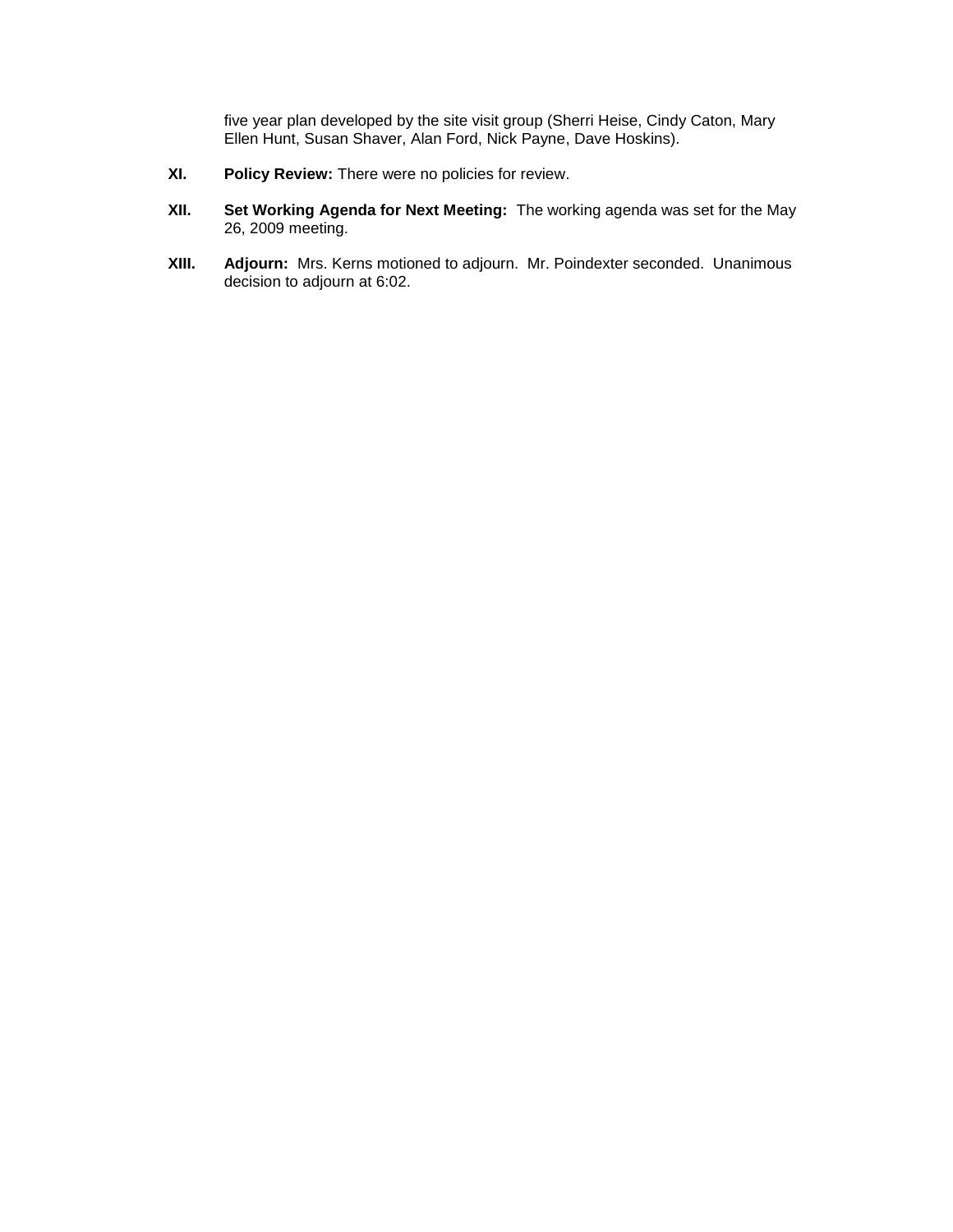five year plan developed by the site visit group (Sherri Heise, Cindy Caton, Mary Ellen Hunt, Susan Shaver, Alan Ford, Nick Payne, Dave Hoskins).

**XI.** **Policy Review:** There were no policies for review.

**XII.** **Set Working Agenda for Next Meeting:** The working agenda was set for the May 26, 2009 meeting.

**XIII.** **Adjourn:** Mrs. Kerns motioned to adjourn. Mr. Poindexter seconded. Unanimous decision to adjourn at 6:02.